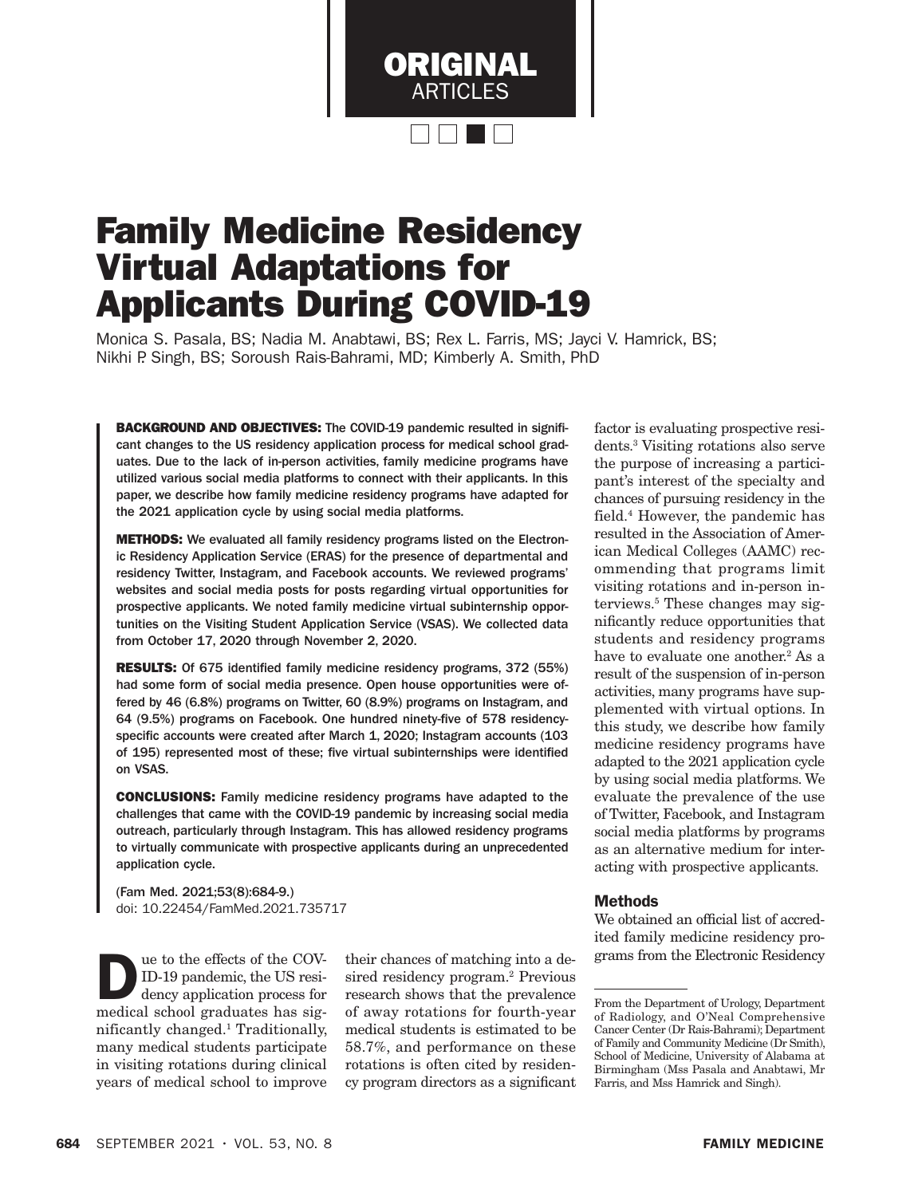ORIGINAL ARTICLES

# Family Medicine Residency Virtual Adaptations for Applicants During COVID-19

Monica S. Pasala, BS; Nadia M. Anabtawi, BS; Rex L. Farris, MS; Jayci V. Hamrick, BS; Nikhi P. Singh, BS; Soroush Rais-Bahrami, MD; Kimberly A. Smith, PhD

**BACKGROUND AND OBJECTIVES:** The COVID-19 pandemic resulted in significant changes to the US residency application process for medical school graduates. Due to the lack of in-person activities, family medicine programs have utilized various social media platforms to connect with their applicants. In this paper, we describe how family medicine residency programs have adapted for the 2021 application cycle by using social media platforms.

**METHODS:** We evaluated all family residency programs listed on the Electronic Residency Application Service (ERAS) for the presence of departmental and residency Twitter, Instagram, and Facebook accounts. We reviewed programs' websites and social media posts for posts regarding virtual opportunities for prospective applicants. We noted family medicine virtual subinternship opportunities on the Visiting Student Application Service (VSAS). We collected data from October 17, 2020 through November 2, 2020.

**RESULTS:** Of 675 identified family medicine residency programs, 372 (55%) had some form of social media presence. Open house opportunities were offered by 46 (6.8%) programs on Twitter, 60 (8.9%) programs on Instagram, and 64 (9.5%) programs on Facebook. One hundred ninety-five of 578 residency-specific accounts were created after March 1, 2020; Instagram accounts (103 of 195) represented most of these; five virtual subinternships were identified on VSAS.

**CONCLUSIONS:** Family medicine residency programs have adapted to the challenges that came with the COVID-19 pandemic by increasing social media outreach, particularly through Instagram. This has allowed residency programs to virtually communicate with prospective applicants during an unprecedented application cycle.

(Fam Med. 2021;53(8):684-9.)
doi: 10.22454/FamMed.2021.735717

Due to the effects of the COVID-19 pandemic, the US residency application process for medical school graduates has significantly changed.[1] Traditionally, many medical students participate in visiting rotations during clinical years of medical school to improve their chances of matching into a desired residency program.[2] Previous research shows that the prevalence of away rotations for fourth-year medical students is estimated to be 58.7%, and performance on these rotations is often cited by residency program directors as a significant factor is evaluating prospective residents.[3] Visiting rotations also serve the purpose of increasing a participant's interest of the specialty and chances of pursuing residency in the field.[4] However, the pandemic has resulted in the Association of American Medical Colleges (AAMC) recommending that programs limit visiting rotations and in-person interviews.[5] These changes may significantly reduce opportunities that students and residency programs have to evaluate one another.[2] As a result of the suspension of in-person activities, many programs have supplemented with virtual options. In this study, we describe how family medicine residency programs have adapted to the 2021 application cycle by using social media platforms. We evaluate the prevalence of the use of Twitter, Facebook, and Instagram social media platforms by programs as an alternative medium for interacting with prospective applicants.

## Methods

We obtained an official list of accredited family medicine residency programs from the Electronic Residency

From the Department of Urology, Department of Radiology, and O'Neal Comprehensive Cancer Center (Dr Rais-Bahrami); Department of Family and Community Medicine (Dr Smith), School of Medicine, University of Alabama at Birmingham (Mss Pasala and Anabtawi, Mr Farris, and Mss Hamrick and Singh).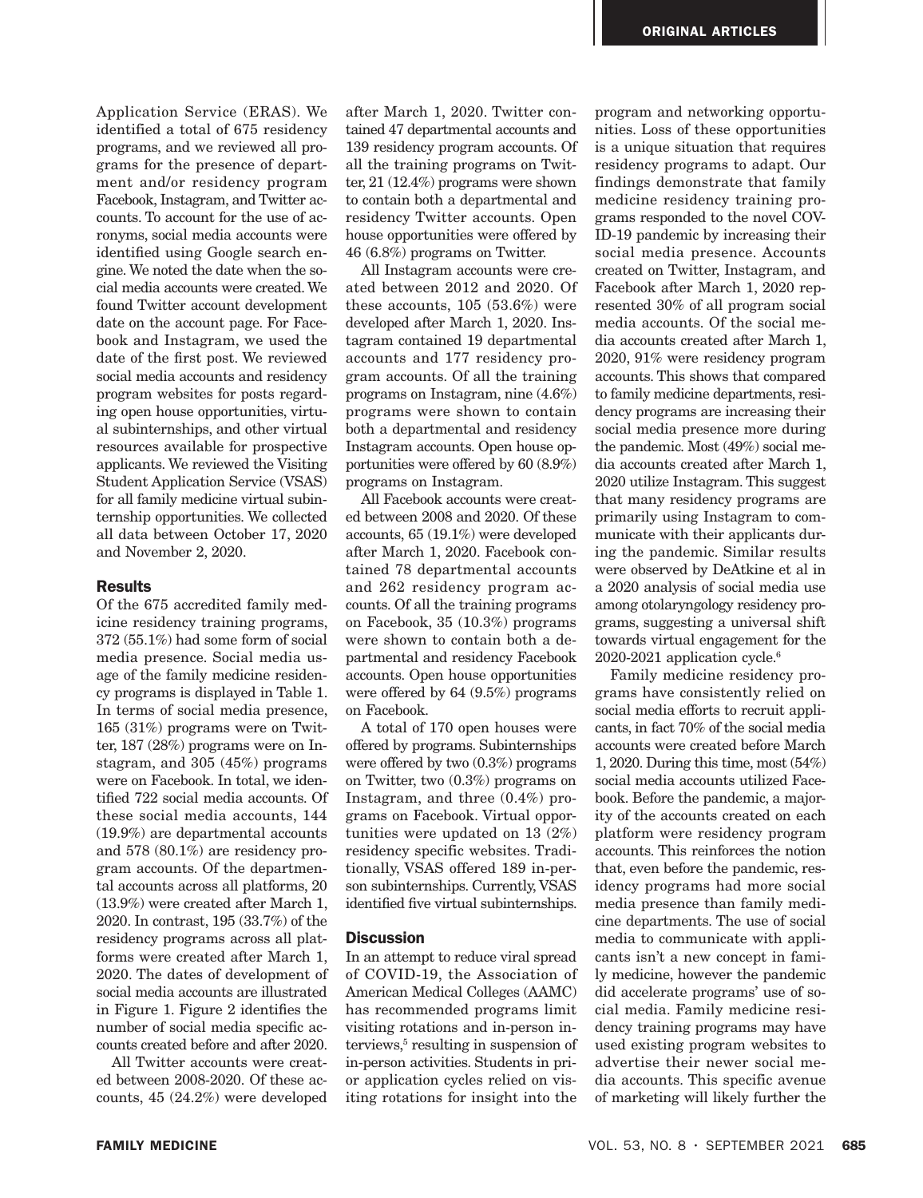Application Service (ERAS). We identified a total of 675 residency programs, and we reviewed all programs for the presence of department and/or residency program Facebook, Instagram, and Twitter accounts. To account for the use of acronyms, social media accounts were identified using Google search engine. We noted the date when the social media accounts were created. We found Twitter account development date on the account page. For Facebook and Instagram, we used the date of the first post. We reviewed social media accounts and residency program websites for posts regarding open house opportunities, virtual subinternships, and other virtual resources available for prospective applicants. We reviewed the Visiting Student Application Service (VSAS) for all family medicine virtual subinternship opportunities. We collected all data between October 17, 2020 and November 2, 2020.

## Results

Of the 675 accredited family medicine residency training programs, 372 (55.1%) had some form of social media presence. Social media usage of the family medicine residency programs is displayed in Table 1. In terms of social media presence, 165 (31%) programs were on Twitter, 187 (28%) programs were on Instagram, and 305 (45%) programs were on Facebook. In total, we identified 722 social media accounts. Of these social media accounts, 144 (19.9%) are departmental accounts and 578 (80.1%) are residency program accounts. Of the departmental accounts across all platforms, 20 (13.9%) were created after March 1, 2020. In contrast, 195 (33.7%) of the residency programs across all platforms were created after March 1, 2020. The dates of development of social media accounts are illustrated in Figure 1. Figure 2 identifies the number of social media specific accounts created before and after 2020.

All Twitter accounts were created between 2008-2020. Of these accounts, 45 (24.2%) were developed after March 1, 2020. Twitter contained 47 departmental accounts and 139 residency program accounts. Of all the training programs on Twitter, 21 (12.4%) programs were shown to contain both a departmental and residency Twitter accounts. Open house opportunities were offered by 46 (6.8%) programs on Twitter.

All Instagram accounts were created between 2012 and 2020. Of these accounts, 105 (53.6%) were developed after March 1, 2020. Instagram contained 19 departmental accounts and 177 residency program accounts. Of all the training programs on Instagram, nine (4.6%) programs were shown to contain both a departmental and residency Instagram accounts. Open house opportunities were offered by 60 (8.9%) programs on Instagram.

All Facebook accounts were created between 2008 and 2020. Of these accounts, 65 (19.1%) were developed after March 1, 2020. Facebook contained 78 departmental accounts and 262 residency program accounts. Of all the training programs on Facebook, 35 (10.3%) programs were shown to contain both a departmental and residency Facebook accounts. Open house opportunities were offered by 64 (9.5%) programs on Facebook.

A total of 170 open houses were offered by programs. Subinternships were offered by two (0.3%) programs on Twitter, two (0.3%) programs on Instagram, and three (0.4%) programs on Facebook. Virtual opportunities were updated on 13 (2%) residency specific websites. Traditionally, VSAS offered 189 in-person subinternships. Currently, VSAS identified five virtual subinternships.

## Discussion

In an attempt to reduce viral spread of COVID-19, the Association of American Medical Colleges (AAMC) has recommended programs limit visiting rotations and in-person interviews,[5] resulting in suspension of in-person activities. Students in prior application cycles relied on visiting rotations for insight into the program and networking opportunities. Loss of these opportunities is a unique situation that requires residency programs to adapt. Our findings demonstrate that family medicine residency training programs responded to the novel COVID-19 pandemic by increasing their social media presence. Accounts created on Twitter, Instagram, and Facebook after March 1, 2020 represented 30% of all program social media accounts. Of the social media accounts created after March 1, 2020, 91% were residency program accounts. This shows that compared to family medicine departments, residency programs are increasing their social media presence more during the pandemic. Most (49%) social media accounts created after March 1, 2020 utilize Instagram. This suggest that many residency programs are primarily using Instagram to communicate with their applicants during the pandemic. Similar results were observed by DeAtkine et al in a 2020 analysis of social media use among otolaryngology residency programs, suggesting a universal shift towards virtual engagement for the 2020-2021 application cycle.[6]

Family medicine residency programs have consistently relied on social media efforts to recruit applicants, in fact 70% of the social media accounts were created before March 1, 2020. During this time, most (54%) social media accounts utilized Facebook. Before the pandemic, a majority of the accounts created on each platform were residency program accounts. This reinforces the notion that, even before the pandemic, residency programs had more social media presence than family medicine departments. The use of social media to communicate with applicants isn't a new concept in family medicine, however the pandemic did accelerate programs' use of social media. Family medicine residency training programs may have used existing program websites to advertise their newer social media accounts. This specific avenue of marketing will likely further the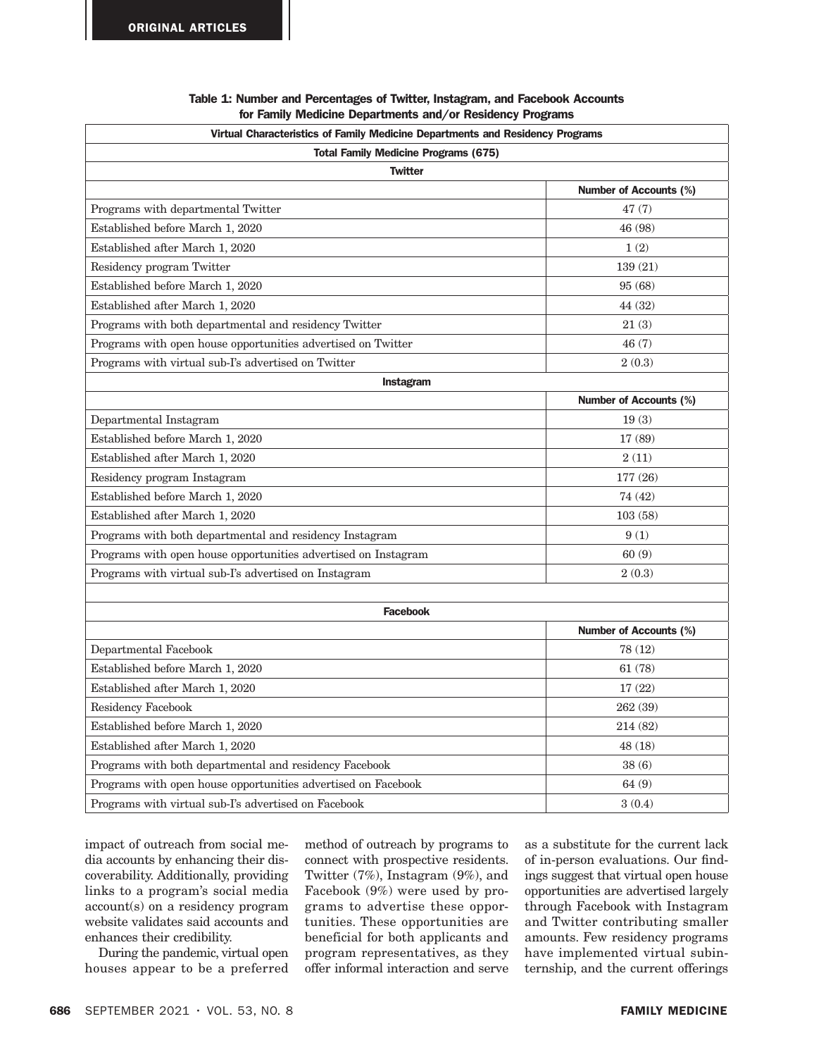**Table 1: Number and Percentages of Twitter, Instagram, and Facebook Accounts for Family Medicine Departments and/or Residency Programs**

| Virtual Characteristics of Family Medicine Departments and Residency Programs | |
|---|---|
| **Total Family Medicine Programs (675)** | |
| **Twitter** | |
| | **Number of Accounts (%)** |
| Programs with departmental Twitter | 47 (7) |
| Established before March 1, 2020 | 46 (98) |
| Established after March 1, 2020 | 1 (2) |
| Residency program Twitter | 139 (21) |
| Established before March 1, 2020 | 95 (68) |
| Established after March 1, 2020 | 44 (32) |
| Programs with both departmental and residency Twitter | 21 (3) |
| Programs with open house opportunities advertised on Twitter | 46 (7) |
| Programs with virtual sub-I's advertised on Twitter | 2 (0.3) |
| **Instagram** | |
| | **Number of Accounts (%)** |
| Departmental Instagram | 19 (3) |
| Established before March 1, 2020 | 17 (89) |
| Established after March 1, 2020 | 2 (11) |
| Residency program Instagram | 177 (26) |
| Established before March 1, 2020 | 74 (42) |
| Established after March 1, 2020 | 103 (58) |
| Programs with both departmental and residency Instagram | 9 (1) |
| Programs with open house opportunities advertised on Instagram | 60 (9) |
| Programs with virtual sub-I's advertised on Instagram | 2 (0.3) |
| | |
| **Facebook** | |
| | **Number of Accounts (%)** |
| Departmental Facebook | 78 (12) |
| Established before March 1, 2020 | 61 (78) |
| Established after March 1, 2020 | 17 (22) |
| Residency Facebook | 262 (39) |
| Established before March 1, 2020 | 214 (82) |
| Established after March 1, 2020 | 48 (18) |
| Programs with both departmental and residency Facebook | 38 (6) |
| Programs with open house opportunities advertised on Facebook | 64 (9) |
| Programs with virtual sub-I's advertised on Facebook | 3 (0.4) |

impact of outreach from social media accounts by enhancing their discoverability. Additionally, providing links to a program's social media account(s) on a residency program website validates said accounts and enhances their credibility.

During the pandemic, virtual open houses appear to be a preferred method of outreach by programs to connect with prospective residents. Twitter (7%), Instagram (9%), and Facebook (9%) were used by programs to advertise these opportunities. These opportunities are beneficial for both applicants and program representatives, as they offer informal interaction and serve as a substitute for the current lack of in-person evaluations. Our findings suggest that virtual open house opportunities are advertised largely through Facebook with Instagram and Twitter contributing smaller amounts. Few residency programs have implemented virtual subinternship, and the current offerings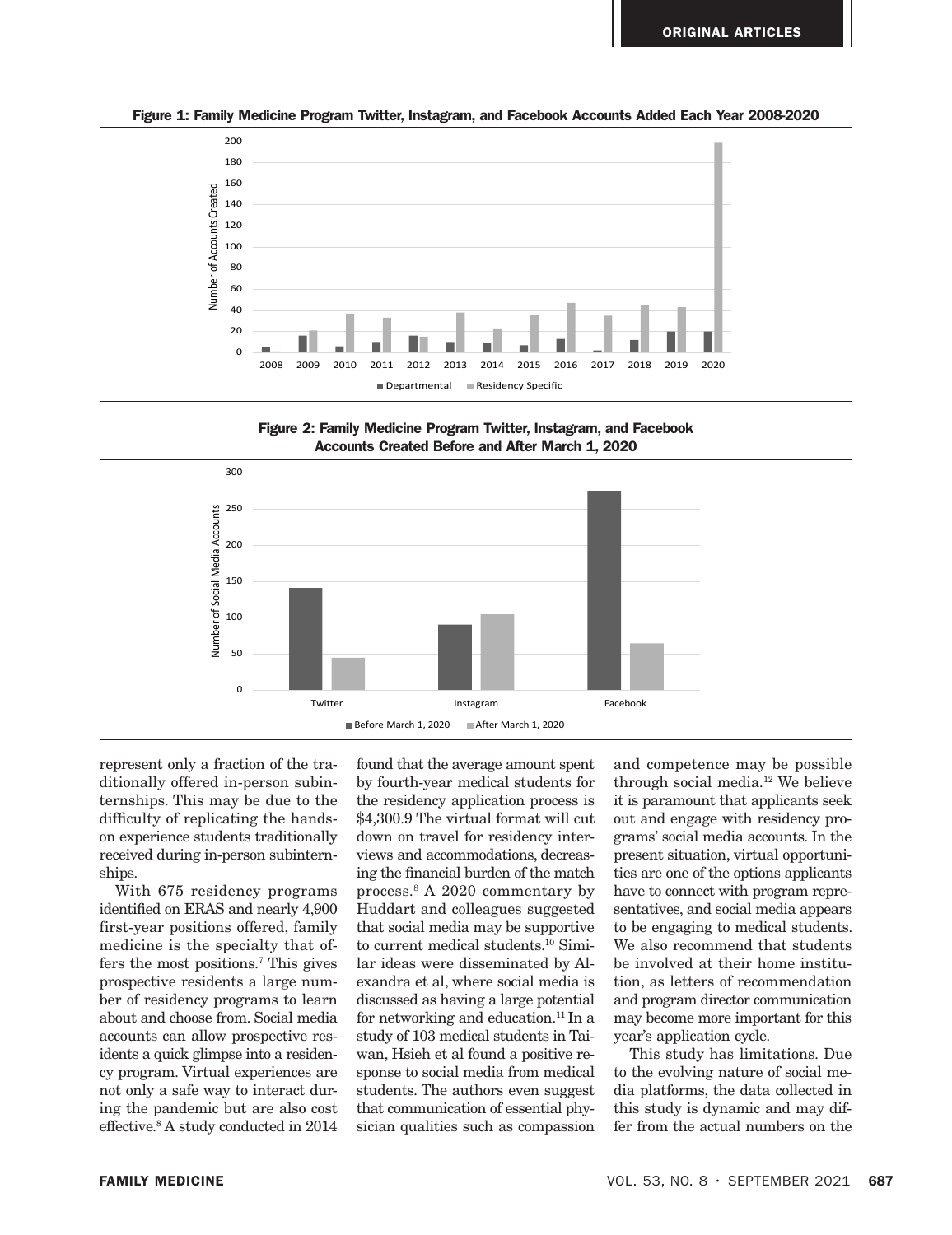**Figure 1: Family Medicine Program Twitter, Instagram, and Facebook Accounts Added Each Year 2008-2020**

**Figure 2: Family Medicine Program Twitter, Instagram, and Facebook Accounts Created Before and After March 1, 2020**

represent only a fraction of the traditionally offered in-person subinternships. This may be due to the difficulty of replicating the hands-on experience students traditionally received during in-person subinternships.

With 675 residency programs identified on ERAS and nearly 4,900 first-year positions offered, family medicine is the specialty that offers the most positions.[7] This gives prospective residents a large number of residency programs to learn about and choose from. Social media accounts can allow prospective residents a quick glimpse into a residency program. Virtual experiences are not only a safe way to interact during the pandemic but are also cost effective.[8] A study conducted in 2014 found that the average amount spent by fourth-year medical students for the residency application process is $4,300.9 The virtual format will cut down on travel for residency interviews and accommodations, decreasing the financial burden of the match process.[8] A 2020 commentary by Huddart and colleagues suggested that social media may be supportive to current medical students.[10] Similar ideas were disseminated by Alexandra et al, where social media is discussed as having a large potential for networking and education.[11] In a study of 103 medical students in Taiwan, Hsieh et al found a positive response to social media from medical students. The authors even suggest that communication of essential physician qualities such as compassion and competence may be possible through social media.[12] We believe it is paramount that applicants seek out and engage with residency programs' social media accounts. In the present situation, virtual opportunities are one of the options applicants have to connect with program representatives, and social media appears to be engaging to medical students. We also recommend that students be involved at their home institution, as letters of recommendation and program director communication may become more important for this year's application cycle.

This study has limitations. Due to the evolving nature of social media platforms, the data collected in this study is dynamic and may differ from the actual numbers on the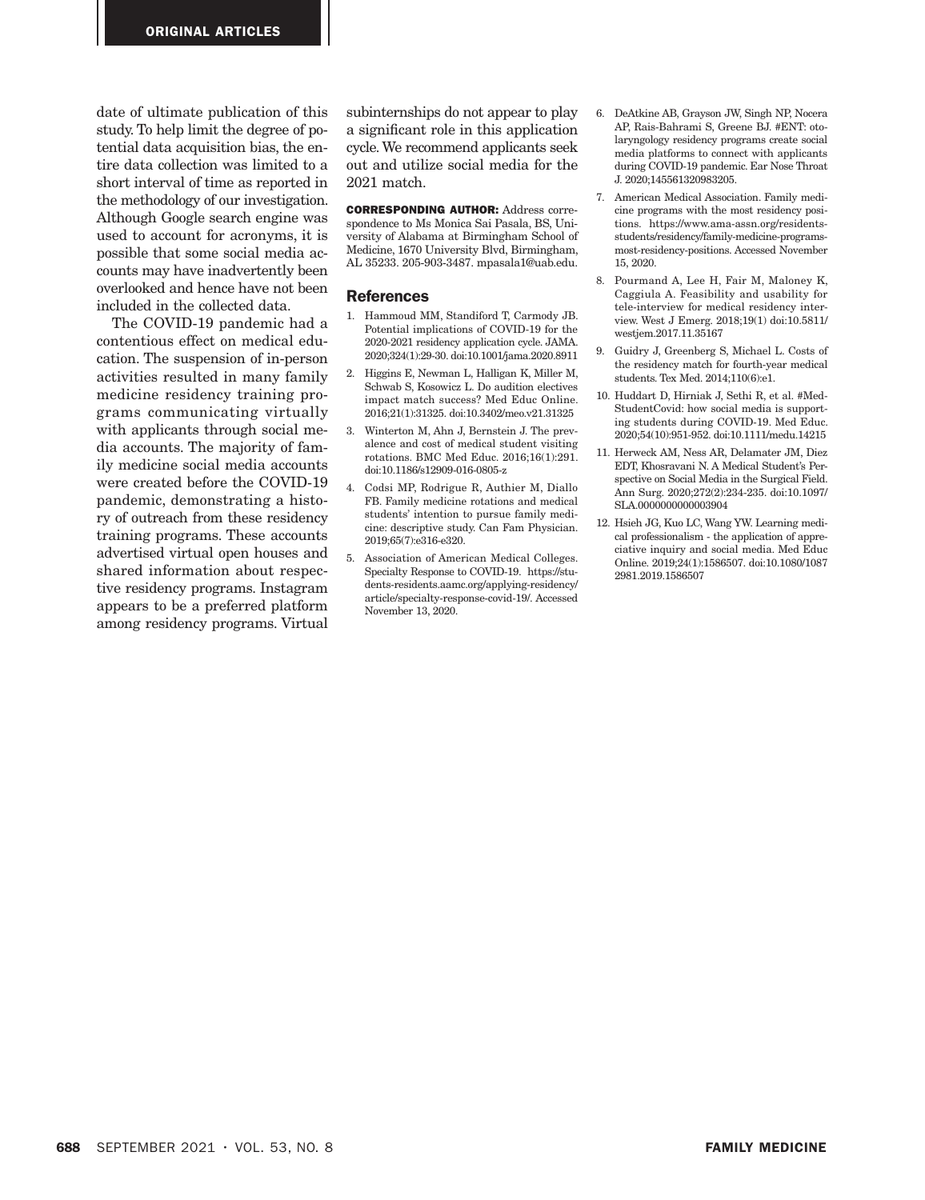date of ultimate publication of this study. To help limit the degree of potential data acquisition bias, the entire data collection was limited to a short interval of time as reported in the methodology of our investigation. Although Google search engine was used to account for acronyms, it is possible that some social media accounts may have inadvertently been overlooked and hence have not been included in the collected data.

The COVID-19 pandemic had a contentious effect on medical education. The suspension of in-person activities resulted in many family medicine residency training programs communicating virtually with applicants through social media accounts. The majority of family medicine social media accounts were created before the COVID-19 pandemic, demonstrating a history of outreach from these residency training programs. These accounts advertised virtual open houses and shared information about respective residency programs. Instagram appears to be a preferred platform among residency programs. Virtual subinternships do not appear to play a significant role in this application cycle. We recommend applicants seek out and utilize social media for the 2021 match.

**CORRESPONDING AUTHOR:** Address correspondence to Ms Monica Sai Pasala, BS, University of Alabama at Birmingham School of Medicine, 1670 University Blvd, Birmingham, AL 35233. 205-903-3487. mpasala1@uab.edu.

## References

1. Hammoud MM, Standiford T, Carmody JB. Potential implications of COVID-19 for the 2020-2021 residency application cycle. JAMA. 2020;324(1):29-30. doi:10.1001/jama.2020.8911
2. Higgins E, Newman L, Halligan K, Miller M, Schwab S, Kosowicz L. Do audition electives impact match success? Med Educ Online. 2016;21(1):31325. doi:10.3402/meo.v21.31325
3. Winterton M, Ahn J, Bernstein J. The prevalence and cost of medical student visiting rotations. BMC Med Educ. 2016;16(1):291. doi:10.1186/s12909-016-0805-z
4. Codsi MP, Rodrigue R, Authier M, Diallo FB. Family medicine rotations and medical students' intention to pursue family medicine: descriptive study. Can Fam Physician. 2019;65(7):e316-e320.
5. Association of American Medical Colleges. Specialty Response to COVID-19. https://students-residents.aamc.org/applying-residency/article/specialty-response-covid-19/. Accessed November 13, 2020.
6. DeAtkine AB, Grayson JW, Singh NP, Nocera AP, Rais-Bahrami S, Greene BJ. #ENT: otolaryngology residency programs create social media platforms to connect with applicants during COVID-19 pandemic. Ear Nose Throat J. 2020;145561320983205.
7. American Medical Association. Family medicine programs with the most residency positions. https://www.ama-assn.org/residents-students/residency/family-medicine-programs-most-residency-positions. Accessed November 15, 2020.
8. Pourmand A, Lee H, Fair M, Maloney K, Caggiula A. Feasibility and usability for tele-interview for medical residency interview. West J Emerg. 2018;19(1) doi:10.5811/westjem.2017.11.35167
9. Guidry J, Greenberg S, Michael L. Costs of the residency match for fourth-year medical students. Tex Med. 2014;110(6):e1.
10. Huddart D, Hirniak J, Sethi R, et al. #MedStudentCovid: how social media is supporting students during COVID-19. Med Educ. 2020;54(10):951-952. doi:10.1111/medu.14215
11. Herweck AM, Ness AR, Delamater JM, Diez EDT, Khosravani N. A Medical Student's Perspective on Social Media in the Surgical Field. Ann Surg. 2020;272(2):234-235. doi:10.1097/SLA.0000000000003904
12. Hsieh JG, Kuo LC, Wang YW. Learning medical professionalism - the application of appreciative inquiry and social media. Med Educ Online. 2019;24(1):1586507. doi:10.1080/10872981.2019.1586507